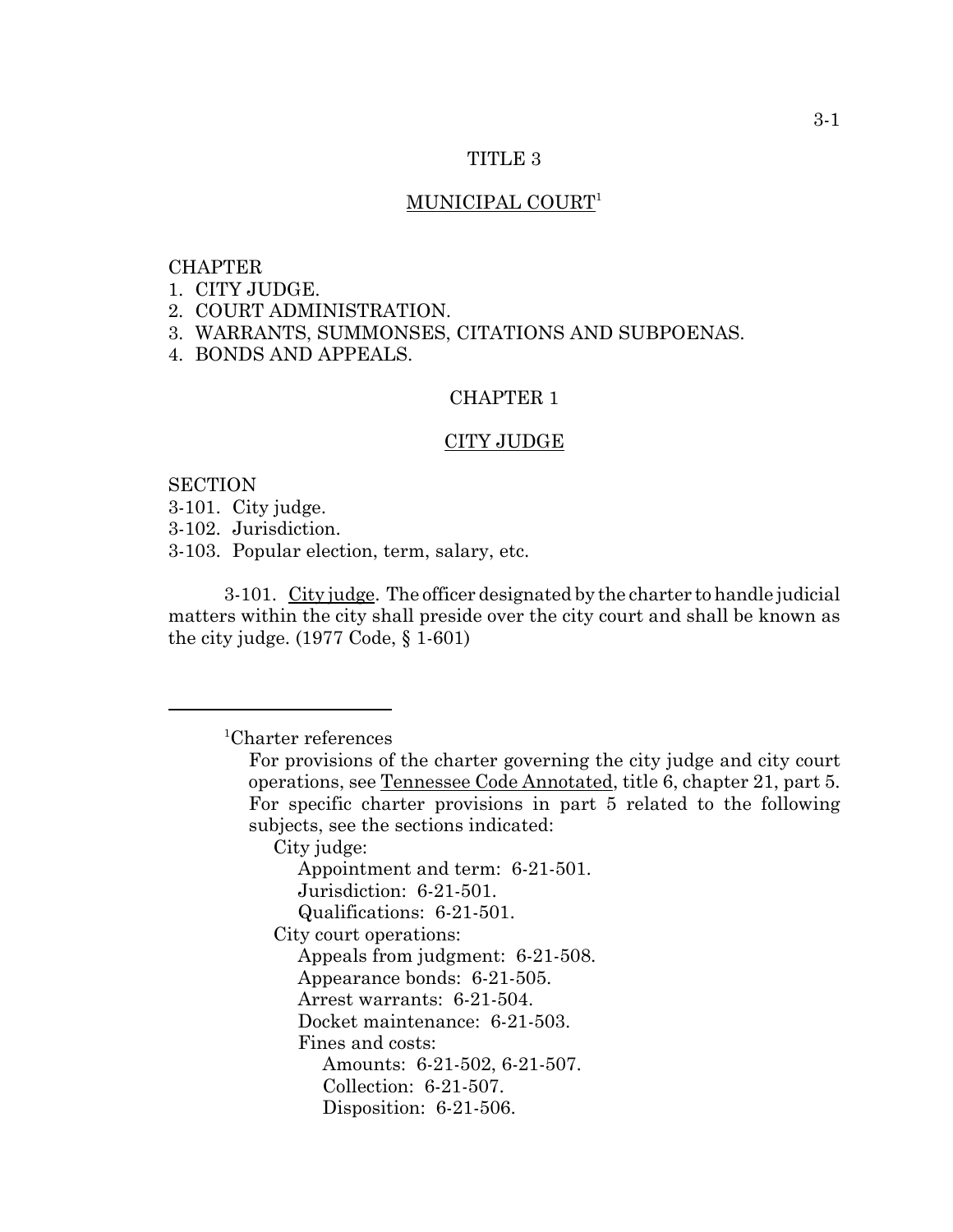# TITLE 3

## MUNICIPAL COURT[1]

CHAPTER
1. CITY JUDGE.
2. COURT ADMINISTRATION.
3. WARRANTS, SUMMONSES, CITATIONS AND SUBPOENAS.
4. BONDS AND APPEALS.

## CHAPTER 1

## CITY JUDGE

SECTION
3-101. City judge.
3-102. Jurisdiction.
3-103. Popular election, term, salary, etc.

3-101. City judge. The officer designated by the charter to handle judicial matters within the city shall preside over the city court and shall be known as the city judge. (1977 Code, § 1-601)

---

[1]Charter references

For provisions of the charter governing the city judge and city court operations, see Tennessee Code Annotated, title 6, chapter 21, part 5. For specific charter provisions in part 5 related to the following subjects, see the sections indicated:

- City judge:
  - Appointment and term: 6-21-501.
  - Jurisdiction: 6-21-501.
  - Qualifications: 6-21-501.
- City court operations:
  - Appeals from judgment: 6-21-508.
  - Appearance bonds: 6-21-505.
  - Arrest warrants: 6-21-504.
  - Docket maintenance: 6-21-503.
  - Fines and costs:
    - Amounts: 6-21-502, 6-21-507.
    - Collection: 6-21-507.
    - Disposition: 6-21-506.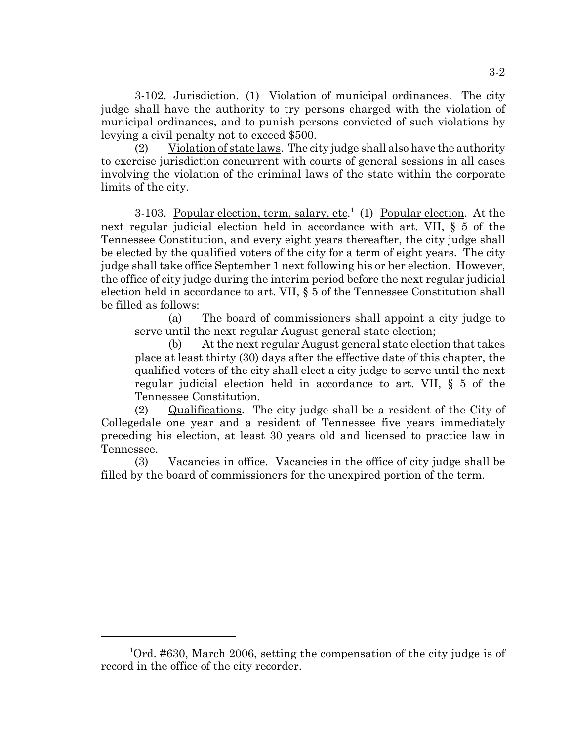3-102. Jurisdiction. (1) Violation of municipal ordinances. The city judge shall have the authority to try persons charged with the violation of municipal ordinances, and to punish persons convicted of such violations by levying a civil penalty not to exceed $500.

(2) Violation of state laws. The city judge shall also have the authority to exercise jurisdiction concurrent with courts of general sessions in all cases involving the violation of the criminal laws of the state within the corporate limits of the city.

3-103. Popular election, term, salary, etc.[1] (1) Popular election. At the next regular judicial election held in accordance with art. VII, § 5 of the Tennessee Constitution, and every eight years thereafter, the city judge shall be elected by the qualified voters of the city for a term of eight years. The city judge shall take office September 1 next following his or her election. However, the office of city judge during the interim period before the next regular judicial election held in accordance to art. VII, § 5 of the Tennessee Constitution shall be filled as follows:

(a) The board of commissioners shall appoint a city judge to serve until the next regular August general state election;

(b) At the next regular August general state election that takes place at least thirty (30) days after the effective date of this chapter, the qualified voters of the city shall elect a city judge to serve until the next regular judicial election held in accordance to art. VII, § 5 of the Tennessee Constitution.

(2) Qualifications. The city judge shall be a resident of the City of Collegedale one year and a resident of Tennessee five years immediately preceding his election, at least 30 years old and licensed to practice law in Tennessee.

(3) Vacancies in office. Vacancies in the office of city judge shall be filled by the board of commissioners for the unexpired portion of the term.

---

[1] Ord. #630, March 2006, setting the compensation of the city judge is of record in the office of the city recorder.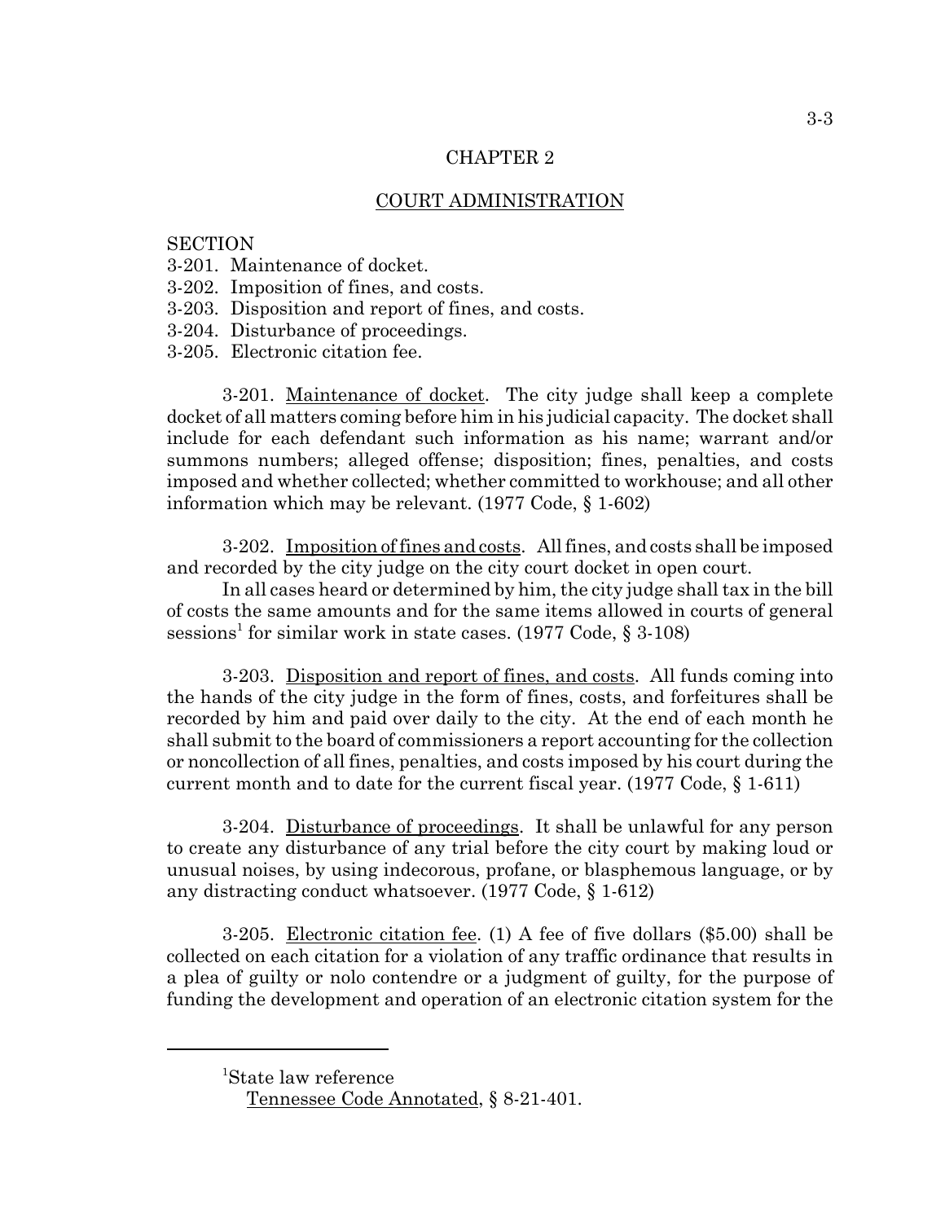# CHAPTER 2

## COURT ADMINISTRATION

SECTION
3-201. Maintenance of docket.
3-202. Imposition of fines, and costs.
3-203. Disposition and report of fines, and costs.
3-204. Disturbance of proceedings.
3-205. Electronic citation fee.

3-201. Maintenance of docket. The city judge shall keep a complete docket of all matters coming before him in his judicial capacity. The docket shall include for each defendant such information as his name; warrant and/or summons numbers; alleged offense; disposition; fines, penalties, and costs imposed and whether collected; whether committed to workhouse; and all other information which may be relevant. (1977 Code, § 1-602)

3-202. Imposition of fines and costs. All fines, and costs shall be imposed and recorded by the city judge on the city court docket in open court.

In all cases heard or determined by him, the city judge shall tax in the bill of costs the same amounts and for the same items allowed in courts of general sessions[1] for similar work in state cases. (1977 Code, § 3-108)

3-203. Disposition and report of fines, and costs. All funds coming into the hands of the city judge in the form of fines, costs, and forfeitures shall be recorded by him and paid over daily to the city. At the end of each month he shall submit to the board of commissioners a report accounting for the collection or noncollection of all fines, penalties, and costs imposed by his court during the current month and to date for the current fiscal year. (1977 Code, § 1-611)

3-204. Disturbance of proceedings. It shall be unlawful for any person to create any disturbance of any trial before the city court by making loud or unusual noises, by using indecorous, profane, or blasphemous language, or by any distracting conduct whatsoever. (1977 Code, § 1-612)

3-205. Electronic citation fee. (1) A fee of five dollars ($5.00) shall be collected on each citation for a violation of any traffic ordinance that results in a plea of guilty or nolo contendre or a judgment of guilty, for the purpose of funding the development and operation of an electronic citation system for the

---

[1]State law reference
Tennessee Code Annotated, § 8-21-401.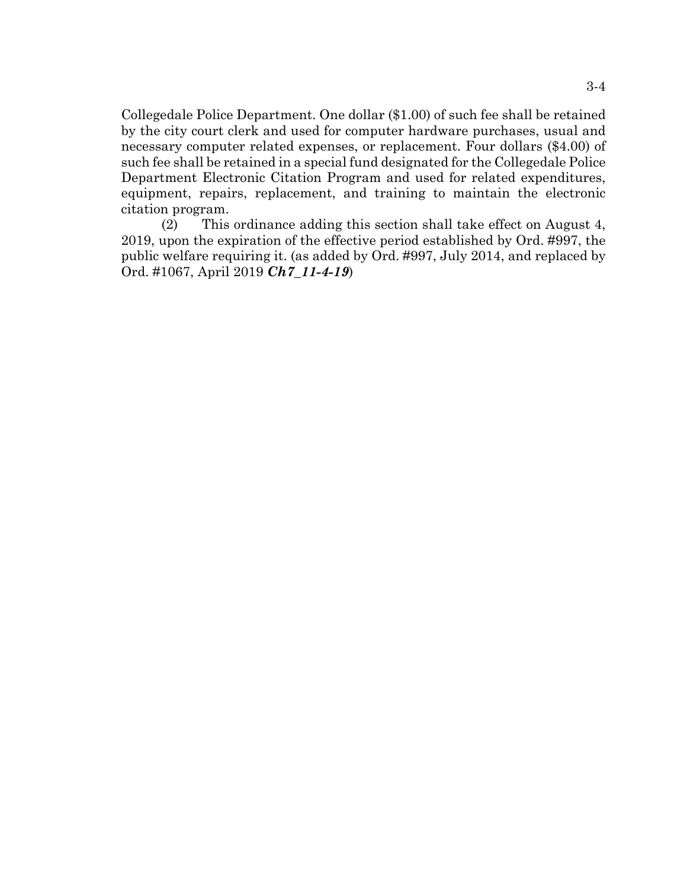Collegedale Police Department. One dollar ($1.00) of such fee shall be retained by the city court clerk and used for computer hardware purchases, usual and necessary computer related expenses, or replacement. Four dollars ($4.00) of such fee shall be retained in a special fund designated for the Collegedale Police Department Electronic Citation Program and used for related expenditures, equipment, repairs, replacement, and training to maintain the electronic citation program.

(2) This ordinance adding this section shall take effect on August 4, 2019, upon the expiration of the effective period established by Ord. #997, the public welfare requiring it. (as added by Ord. #997, July 2014, and replaced by Ord. #1067, April 2019 ***Ch7_11-4-19***)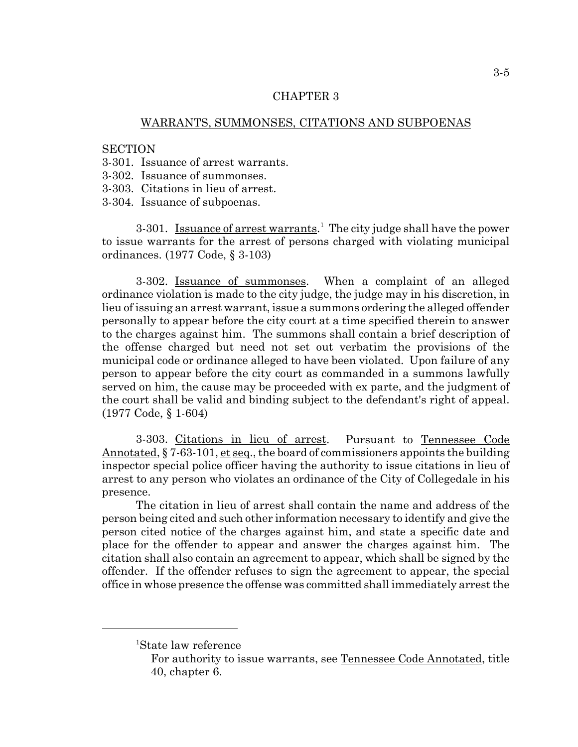# CHAPTER 3

## WARRANTS, SUMMONSES, CITATIONS AND SUBPOENAS

SECTION
3-301. Issuance of arrest warrants.
3-302. Issuance of summonses.
3-303. Citations in lieu of arrest.
3-304. Issuance of subpoenas.

3-301. Issuance of arrest warrants.[1] The city judge shall have the power to issue warrants for the arrest of persons charged with violating municipal ordinances. (1977 Code, § 3-103)

3-302. Issuance of summonses. When a complaint of an alleged ordinance violation is made to the city judge, the judge may in his discretion, in lieu of issuing an arrest warrant, issue a summons ordering the alleged offender personally to appear before the city court at a time specified therein to answer to the charges against him. The summons shall contain a brief description of the offense charged but need not set out verbatim the provisions of the municipal code or ordinance alleged to have been violated. Upon failure of any person to appear before the city court as commanded in a summons lawfully served on him, the cause may be proceeded with ex parte, and the judgment of the court shall be valid and binding subject to the defendant's right of appeal. (1977 Code, § 1-604)

3-303. Citations in lieu of arrest. Pursuant to Tennessee Code Annotated, § 7-63-101, et seq., the board of commissioners appoints the building inspector special police officer having the authority to issue citations in lieu of arrest to any person who violates an ordinance of the City of Collegedale in his presence.

The citation in lieu of arrest shall contain the name and address of the person being cited and such other information necessary to identify and give the person cited notice of the charges against him, and state a specific date and place for the offender to appear and answer the charges against him. The citation shall also contain an agreement to appear, which shall be signed by the offender. If the offender refuses to sign the agreement to appear, the special office in whose presence the offense was committed shall immediately arrest the

---

[1] State law reference
For authority to issue warrants, see Tennessee Code Annotated, title 40, chapter 6.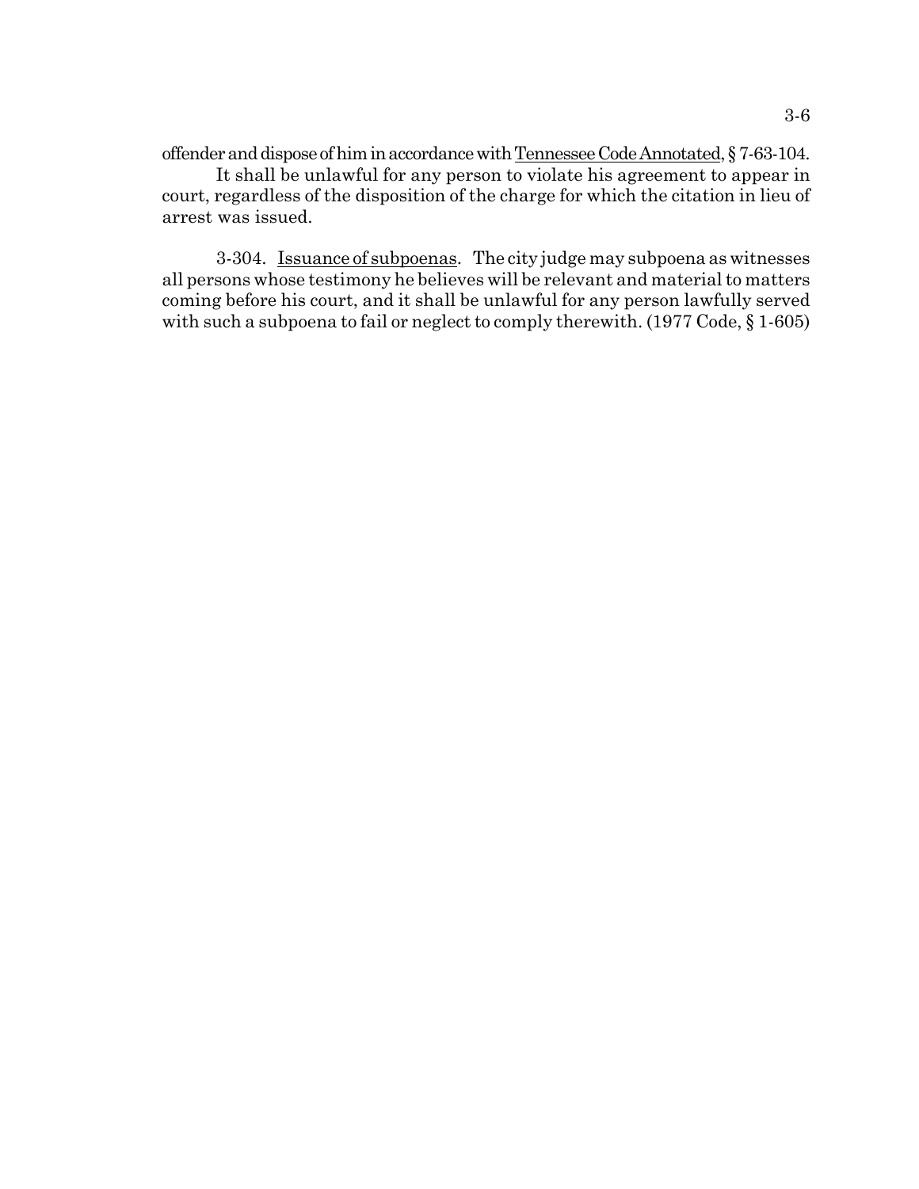offender and dispose of him in accordance with Tennessee Code Annotated, § 7-63-104.

It shall be unlawful for any person to violate his agreement to appear in court, regardless of the disposition of the charge for which the citation in lieu of arrest was issued.

3-304. Issuance of subpoenas. The city judge may subpoena as witnesses all persons whose testimony he believes will be relevant and material to matters coming before his court, and it shall be unlawful for any person lawfully served with such a subpoena to fail or neglect to comply therewith. (1977 Code, § 1-605)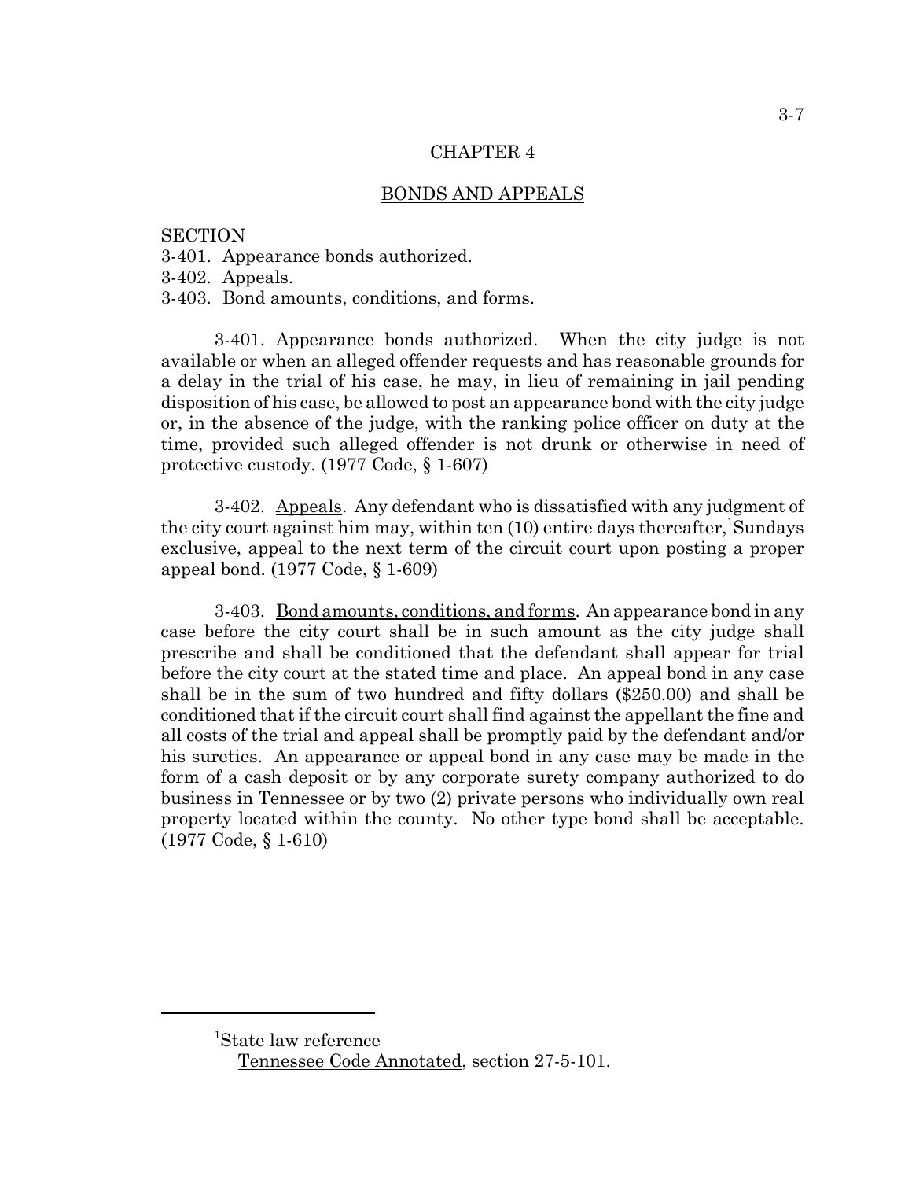# CHAPTER 4

## BONDS AND APPEALS

SECTION

3-401. Appearance bonds authorized.

3-402. Appeals.

3-403. Bond amounts, conditions, and forms.

**3-401. Appearance bonds authorized.** When the city judge is not available or when an alleged offender requests and has reasonable grounds for a delay in the trial of his case, he may, in lieu of remaining in jail pending disposition of his case, be allowed to post an appearance bond with the city judge or, in the absence of the judge, with the ranking police officer on duty at the time, provided such alleged offender is not drunk or otherwise in need of protective custody. (1977 Code, § 1-607)

**3-402. Appeals.** Any defendant who is dissatisfied with any judgment of the city court against him may, within ten (10) entire days thereafter,[1] Sundays exclusive, appeal to the next term of the circuit court upon posting a proper appeal bond. (1977 Code, § 1-609)

**3-403. Bond amounts, conditions, and forms.** An appearance bond in any case before the city court shall be in such amount as the city judge shall prescribe and shall be conditioned that the defendant shall appear for trial before the city court at the stated time and place. An appeal bond in any case shall be in the sum of two hundred and fifty dollars ($250.00) and shall be conditioned that if the circuit court shall find against the appellant the fine and all costs of the trial and appeal shall be promptly paid by the defendant and/or his sureties. An appearance or appeal bond in any case may be made in the form of a cash deposit or by any corporate surety company authorized to do business in Tennessee or by two (2) private persons who individually own real property located within the county. No other type bond shall be acceptable. (1977 Code, § 1-610)

---

[1] State law reference

Tennessee Code Annotated, section 27-5-101.